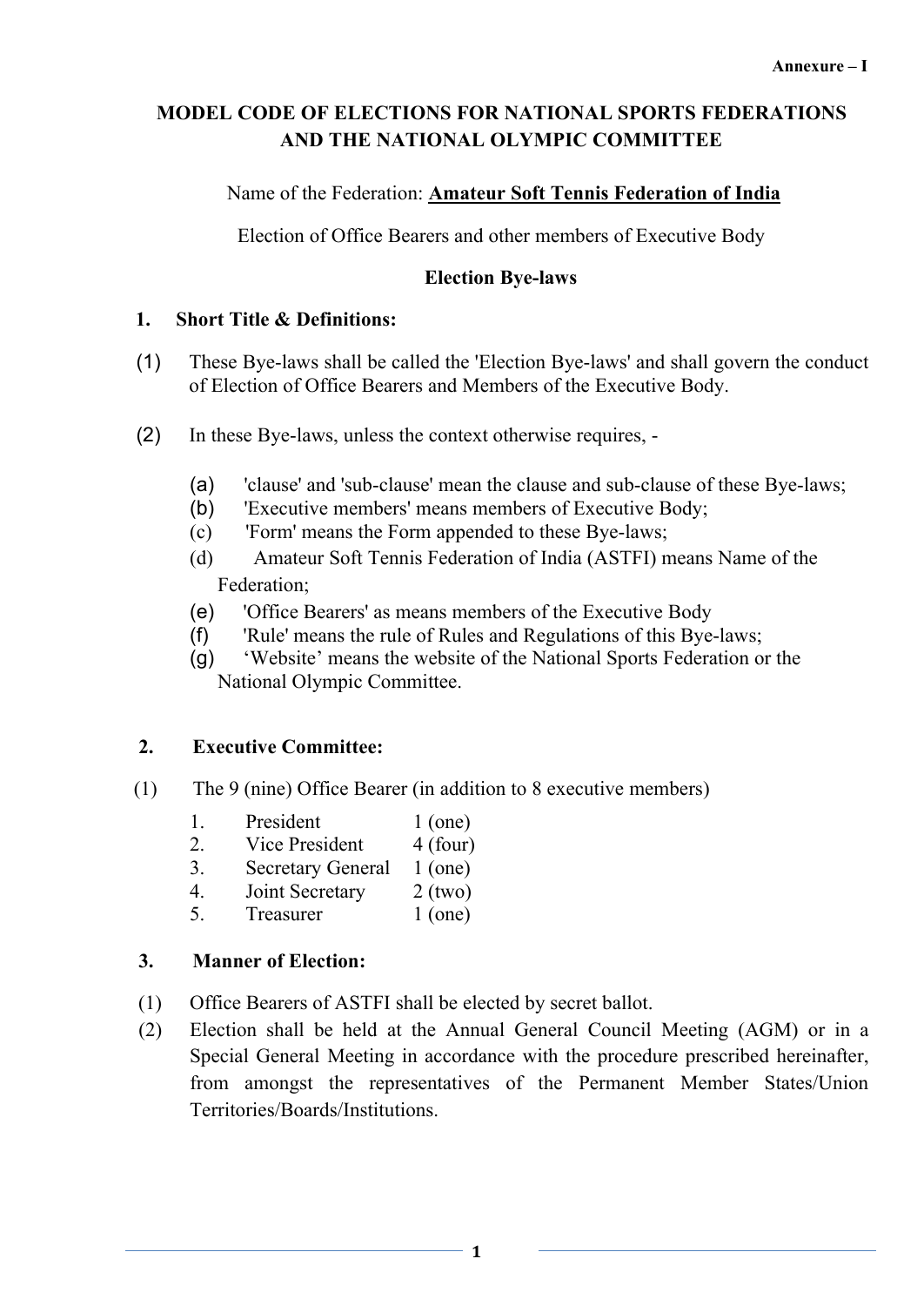**Annexure – I**

# MODEL CODE OF ELECTIONS FOR NATIONAL SPORTS FEDERATIONS AND THE NATIONAL OLYMPIC COMMITTEE

Name of the Federation: **Amateur Soft Tennis Federation of India**

Election of Office Bearers and other members of Executive Body

## Election Bye-laws

### 1. Short Title & Definitions:

(1) These Bye-laws shall be called the 'Election Bye-laws' and shall govern the conduct of Election of Office Bearers and Members of the Executive Body.

(2) In these Bye-laws, unless the context otherwise requires, -

(a) 'clause' and 'sub-clause' mean the clause and sub-clause of these Bye-laws;
(b) 'Executive members' means members of Executive Body;
(c) 'Form' means the Form appended to these Bye-laws;
(d) Amateur Soft Tennis Federation of India (ASTFI) means Name of the Federation;
(e) 'Office Bearers' as means members of the Executive Body
(f) 'Rule' means the rule of Rules and Regulations of this Bye-laws;
(g) 'Website' means the website of the National Sports Federation or the National Olympic Committee.

### 2. Executive Committee:

(1) The 9 (nine) Office Bearer (in addition to 8 executive members)

| | | |
|---|---|---|
| 1. | President | 1 (one) |
| 2. | Vice President | 4 (four) |
| 3. | Secretary General | 1 (one) |
| 4. | Joint Secretary | 2 (two) |
| 5. | Treasurer | 1 (one) |

### 3. Manner of Election:

(1) Office Bearers of ASTFI shall be elected by secret ballot.

(2) Election shall be held at the Annual General Council Meeting (AGM) or in a Special General Meeting in accordance with the procedure prescribed hereinafter, from amongst the representatives of the Permanent Member States/Union Territories/Boards/Institutions.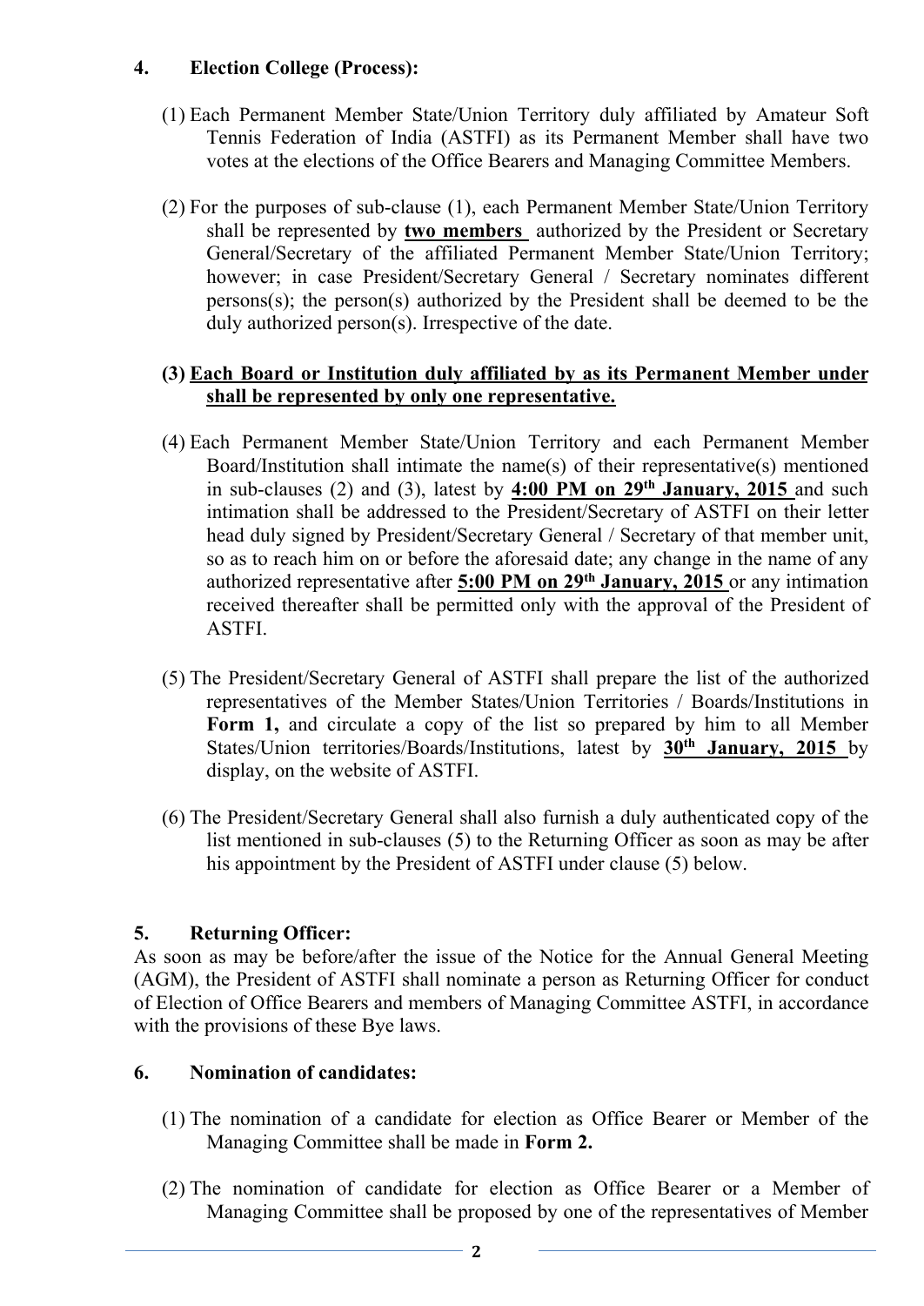## 4. Election College (Process):

(1) Each Permanent Member State/Union Territory duly affiliated by Amateur Soft Tennis Federation of India (ASTFI) as its Permanent Member shall have two votes at the elections of the Office Bearers and Managing Committee Members.

(2) For the purposes of sub-clause (1), each Permanent Member State/Union Territory shall be represented by **two members** authorized by the President or Secretary General/Secretary of the affiliated Permanent Member State/Union Territory; however; in case President/Secretary General / Secretary nominates different persons(s); the person(s) authorized by the President shall be deemed to be the duly authorized person(s). Irrespective of the date.

**(3) Each Board or Institution duly affiliated by as its Permanent Member under shall be represented by only one representative.**

(4) Each Permanent Member State/Union Territory and each Permanent Member Board/Institution shall intimate the name(s) of their representative(s) mentioned in sub-clauses (2) and (3), latest by **4:00 PM on 29th January, 2015** and such intimation shall be addressed to the President/Secretary of ASTFI on their letter head duly signed by President/Secretary General / Secretary of that member unit, so as to reach him on or before the aforesaid date; any change in the name of any authorized representative after **5:00 PM on 29th January, 2015** or any intimation received thereafter shall be permitted only with the approval of the President of ASTFI.

(5) The President/Secretary General of ASTFI shall prepare the list of the authorized representatives of the Member States/Union Territories / Boards/Institutions in **Form 1,** and circulate a copy of the list so prepared by him to all Member States/Union territories/Boards/Institutions, latest by **30th January, 2015** by display, on the website of ASTFI.

(6) The President/Secretary General shall also furnish a duly authenticated copy of the list mentioned in sub-clauses (5) to the Returning Officer as soon as may be after his appointment by the President of ASTFI under clause (5) below.

## 5. Returning Officer:

As soon as may be before/after the issue of the Notice for the Annual General Meeting (AGM), the President of ASTFI shall nominate a person as Returning Officer for conduct of Election of Office Bearers and members of Managing Committee ASTFI, in accordance with the provisions of these Bye laws.

## 6. Nomination of candidates:

(1) The nomination of a candidate for election as Office Bearer or Member of the Managing Committee shall be made in **Form 2.**

(2) The nomination of candidate for election as Office Bearer or a Member of Managing Committee shall be proposed by one of the representatives of Member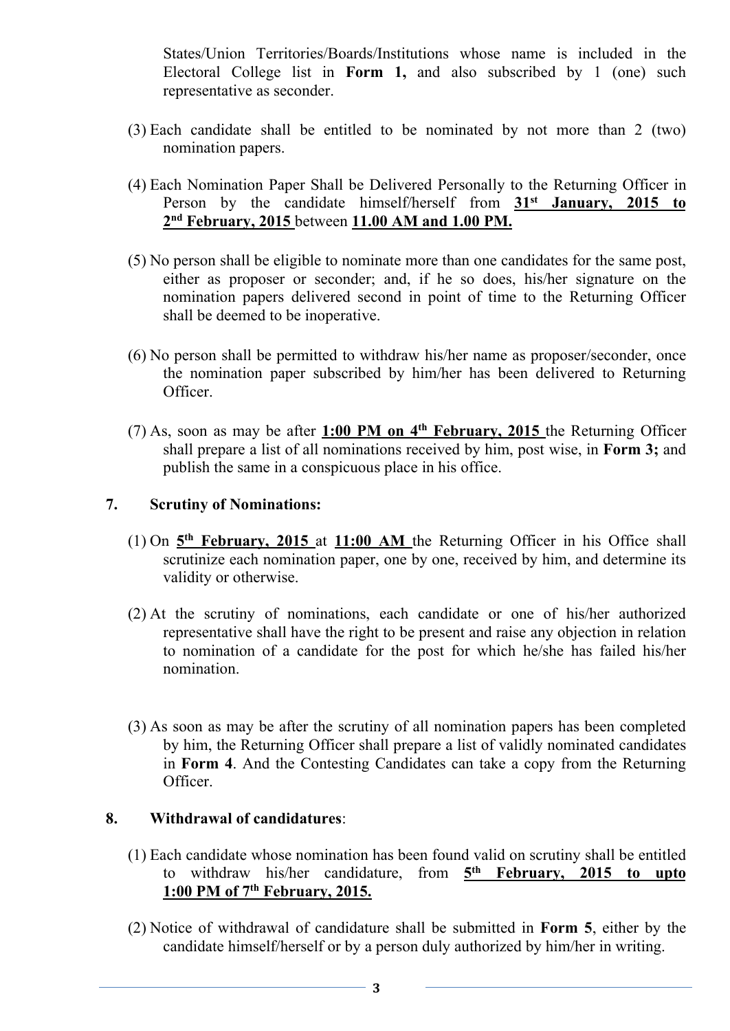States/Union Territories/Boards/Institutions whose name is included in the Electoral College list in **Form 1,** and also subscribed by 1 (one) such representative as seconder.

(3) Each candidate shall be entitled to be nominated by not more than 2 (two) nomination papers.

(4) Each Nomination Paper Shall be Delivered Personally to the Returning Officer in Person by the candidate himself/herself from **31st January, 2015 to 2nd February, 2015** between **11.00 AM and 1.00 PM.**

(5) No person shall be eligible to nominate more than one candidates for the same post, either as proposer or seconder; and, if he so does, his/her signature on the nomination papers delivered second in point of time to the Returning Officer shall be deemed to be inoperative.

(6) No person shall be permitted to withdraw his/her name as proposer/seconder, once the nomination paper subscribed by him/her has been delivered to Returning Officer.

(7) As, soon as may be after **1:00 PM on 4th February, 2015** the Returning Officer shall prepare a list of all nominations received by him, post wise, in **Form 3;** and publish the same in a conspicuous place in his office.

## 7. Scrutiny of Nominations:

(1) On **5th February, 2015** at **11:00 AM** the Returning Officer in his Office shall scrutinize each nomination paper, one by one, received by him, and determine its validity or otherwise.

(2) At the scrutiny of nominations, each candidate or one of his/her authorized representative shall have the right to be present and raise any objection in relation to nomination of a candidate for the post for which he/she has failed his/her nomination.

(3) As soon as may be after the scrutiny of all nomination papers has been completed by him, the Returning Officer shall prepare a list of validly nominated candidates in **Form 4**. And the Contesting Candidates can take a copy from the Returning Officer.

## 8. Withdrawal of candidatures:

(1) Each candidate whose nomination has been found valid on scrutiny shall be entitled to withdraw his/her candidature, from **5th February, 2015 to upto 1:00 PM of 7th February, 2015.**

(2) Notice of withdrawal of candidature shall be submitted in **Form 5**, either by the candidate himself/herself or by a person duly authorized by him/her in writing.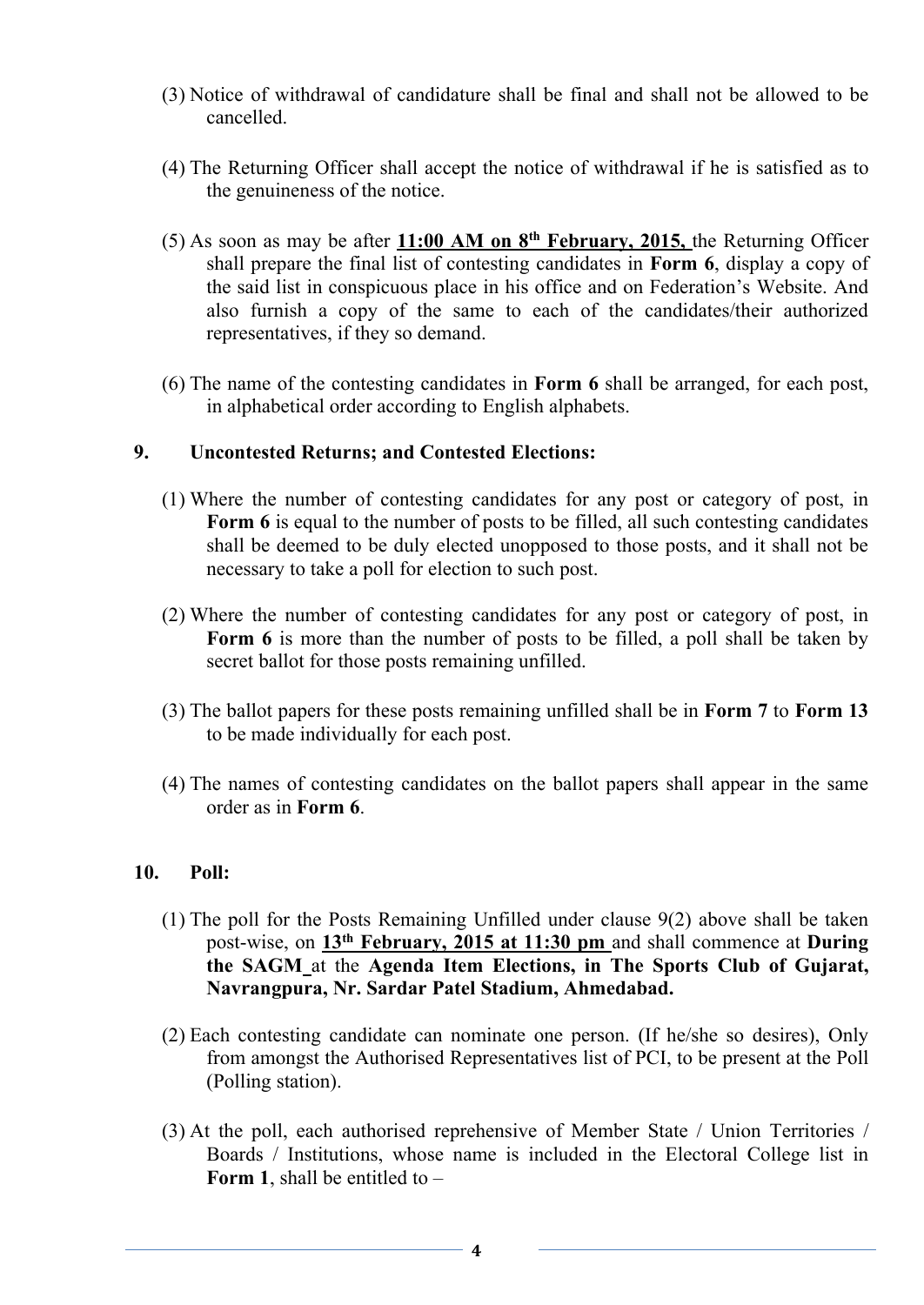(3) Notice of withdrawal of candidature shall be final and shall not be allowed to be cancelled.

(4) The Returning Officer shall accept the notice of withdrawal if he is satisfied as to the genuineness of the notice.

(5) As soon as may be after **11:00 AM on 8th February, 2015,** the Returning Officer shall prepare the final list of contesting candidates in **Form 6**, display a copy of the said list in conspicuous place in his office and on Federation's Website. And also furnish a copy of the same to each of the candidates/their authorized representatives, if they so demand.

(6) The name of the contesting candidates in **Form 6** shall be arranged, for each post, in alphabetical order according to English alphabets.

**9. Uncontested Returns; and Contested Elections:**

(1) Where the number of contesting candidates for any post or category of post, in **Form 6** is equal to the number of posts to be filled, all such contesting candidates shall be deemed to be duly elected unopposed to those posts, and it shall not be necessary to take a poll for election to such post.

(2) Where the number of contesting candidates for any post or category of post, in **Form 6** is more than the number of posts to be filled, a poll shall be taken by secret ballot for those posts remaining unfilled.

(3) The ballot papers for these posts remaining unfilled shall be in **Form 7** to **Form 13** to be made individually for each post.

(4) The names of contesting candidates on the ballot papers shall appear in the same order as in **Form 6**.

**10. Poll:**

(1) The poll for the Posts Remaining Unfilled under clause 9(2) above shall be taken post-wise, on **13th February, 2015 at 11:30 pm** and shall commence at **During the SAGM** at the **Agenda Item Elections, in The Sports Club of Gujarat, Navrangpura, Nr. Sardar Patel Stadium, Ahmedabad.**

(2) Each contesting candidate can nominate one person. (If he/she so desires), Only from amongst the Authorised Representatives list of PCI, to be present at the Poll (Polling station).

(3) At the poll, each authorised reprehensive of Member State / Union Territories / Boards / Institutions, whose name is included in the Electoral College list in **Form 1**, shall be entitled to –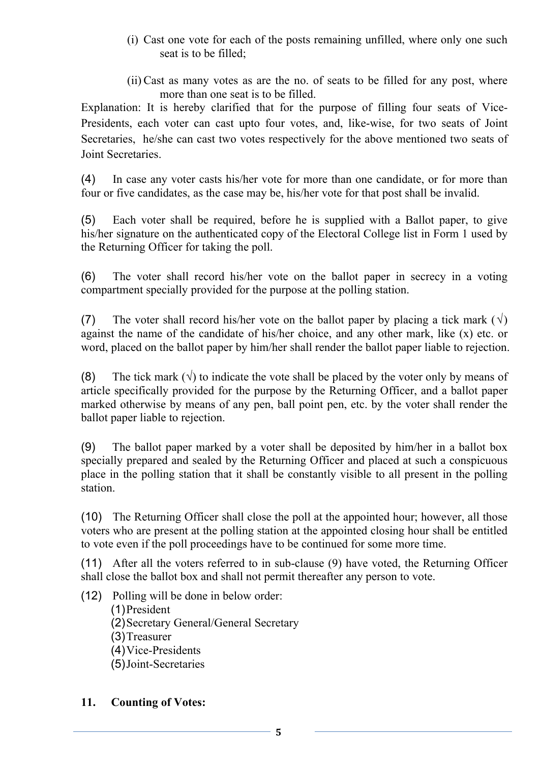(i) Cast one vote for each of the posts remaining unfilled, where only one such seat is to be filled;

(ii) Cast as many votes as are the no. of seats to be filled for any post, where more than one seat is to be filled.

Explanation: It is hereby clarified that for the purpose of filling four seats of Vice-Presidents, each voter can cast upto four votes, and, like-wise, for two seats of Joint Secretaries, he/she can cast two votes respectively for the above mentioned two seats of Joint Secretaries.

(4) In case any voter casts his/her vote for more than one candidate, or for more than four or five candidates, as the case may be, his/her vote for that post shall be invalid.

(5) Each voter shall be required, before he is supplied with a Ballot paper, to give his/her signature on the authenticated copy of the Electoral College list in Form 1 used by the Returning Officer for taking the poll.

(6) The voter shall record his/her vote on the ballot paper in secrecy in a voting compartment specially provided for the purpose at the polling station.

(7) The voter shall record his/her vote on the ballot paper by placing a tick mark (√) against the name of the candidate of his/her choice, and any other mark, like (x) etc. or word, placed on the ballot paper by him/her shall render the ballot paper liable to rejection.

(8) The tick mark (√) to indicate the vote shall be placed by the voter only by means of article specifically provided for the purpose by the Returning Officer, and a ballot paper marked otherwise by means of any pen, ball point pen, etc. by the voter shall render the ballot paper liable to rejection.

(9) The ballot paper marked by a voter shall be deposited by him/her in a ballot box specially prepared and sealed by the Returning Officer and placed at such a conspicuous place in the polling station that it shall be constantly visible to all present in the polling station.

(10) The Returning Officer shall close the poll at the appointed hour; however, all those voters who are present at the polling station at the appointed closing hour shall be entitled to vote even if the poll proceedings have to be continued for some more time.

(11) After all the voters referred to in sub-clause (9) have voted, the Returning Officer shall close the ballot box and shall not permit thereafter any person to vote.

(12) Polling will be done in below order:

(1) President
(2) Secretary General/General Secretary
(3) Treasurer
(4) Vice-Presidents
(5) Joint-Secretaries

**11. Counting of Votes:**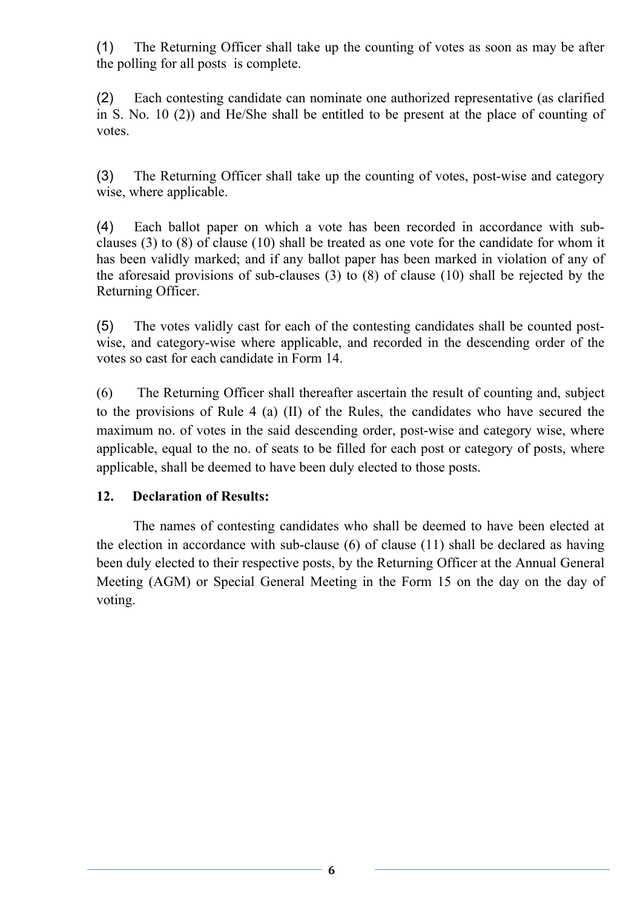(1) The Returning Officer shall take up the counting of votes as soon as may be after the polling for all posts is complete.

(2) Each contesting candidate can nominate one authorized representative (as clarified in S. No. 10 (2)) and He/She shall be entitled to be present at the place of counting of votes.

(3) The Returning Officer shall take up the counting of votes, post-wise and category wise, where applicable.

(4) Each ballot paper on which a vote has been recorded in accordance with sub-clauses (3) to (8) of clause (10) shall be treated as one vote for the candidate for whom it has been validly marked; and if any ballot paper has been marked in violation of any of the aforesaid provisions of sub-clauses (3) to (8) of clause (10) shall be rejected by the Returning Officer.

(5) The votes validly cast for each of the contesting candidates shall be counted post-wise, and category-wise where applicable, and recorded in the descending order of the votes so cast for each candidate in Form 14.

(6) The Returning Officer shall thereafter ascertain the result of counting and, subject to the provisions of Rule 4 (a) (II) of the Rules, the candidates who have secured the maximum no. of votes in the said descending order, post-wise and category wise, where applicable, equal to the no. of seats to be filled for each post or category of posts, where applicable, shall be deemed to have been duly elected to those posts.

**12. Declaration of Results:**

The names of contesting candidates who shall be deemed to have been elected at the election in accordance with sub-clause (6) of clause (11) shall be declared as having been duly elected to their respective posts, by the Returning Officer at the Annual General Meeting (AGM) or Special General Meeting in the Form 15 on the day on the day of voting.